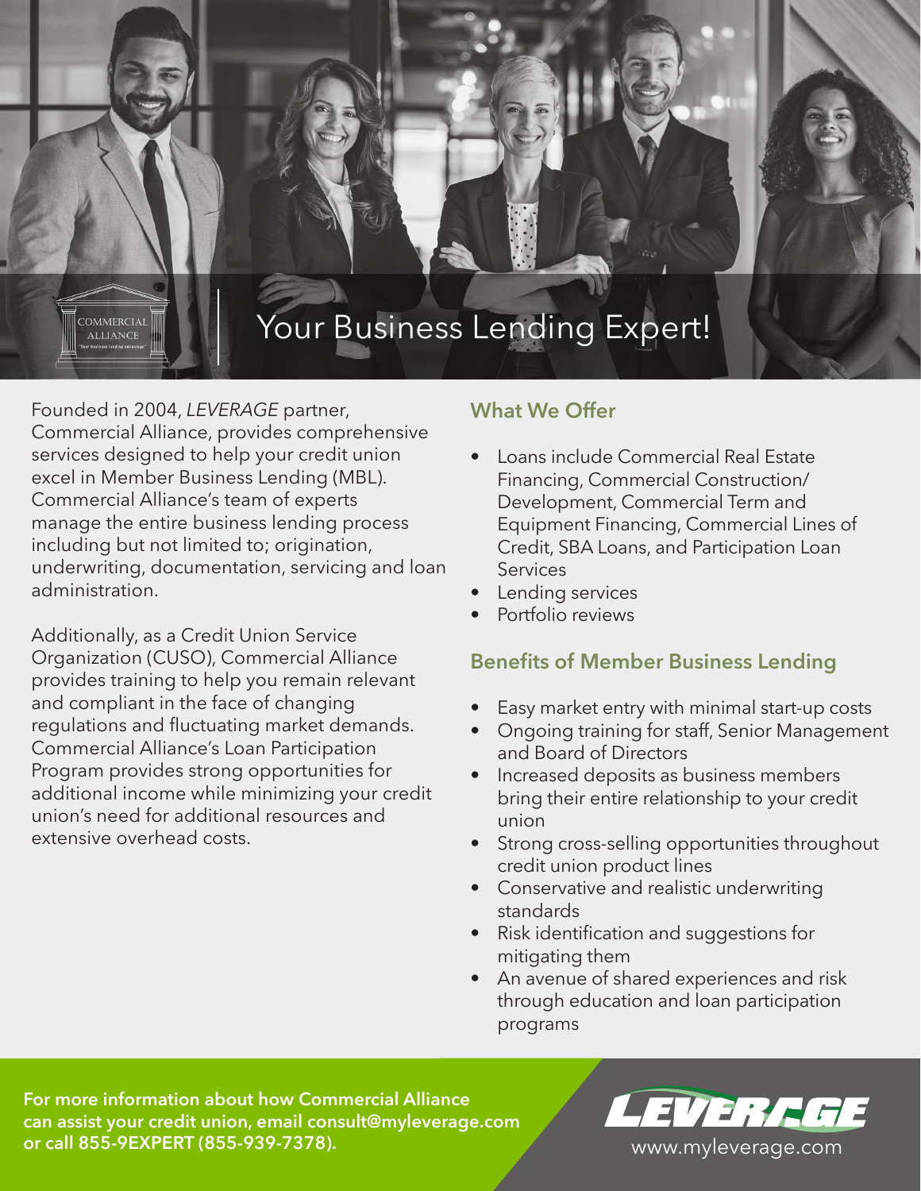# Your Business Lending Expert!

Founded in 2004, *LEVERAGE* partner, Commercial Alliance, provides comprehensive services designed to help your credit union excel in Member Business Lending (MBL). Commercial Alliance's team of experts manage the entire business lending process including but not limited to; origination, underwriting, documentation, servicing and loan administration.

Additionally, as a Credit Union Service Organization (CUSO), Commercial Alliance provides training to help you remain relevant and compliant in the face of changing regulations and fluctuating market demands. Commercial Alliance's Loan Participation Program provides strong opportunities for additional income while minimizing your credit union's need for additional resources and extensive overhead costs.

## What We Offer

- Loans include Commercial Real Estate Financing, Commercial Construction/ Development, Commercial Term and Equipment Financing, Commercial Lines of Credit, SBA Loans, and Participation Loan Services
- Lending services
- Portfolio reviews

## Benefits of Member Business Lending

- Easy market entry with minimal start-up costs
- Ongoing training for staff, Senior Management and Board of Directors
- Increased deposits as business members bring their entire relationship to your credit union
- Strong cross-selling opportunities throughout credit union product lines
- Conservative and realistic underwriting standards
- Risk identification and suggestions for mitigating them
- An avenue of shared experiences and risk through education and loan participation programs

**For more information about how Commercial Alliance can assist your credit union, email consult@myleverage.com or call 855-9EXPERT (855-939-7378).**

LEVERAGE
www.myleverage.com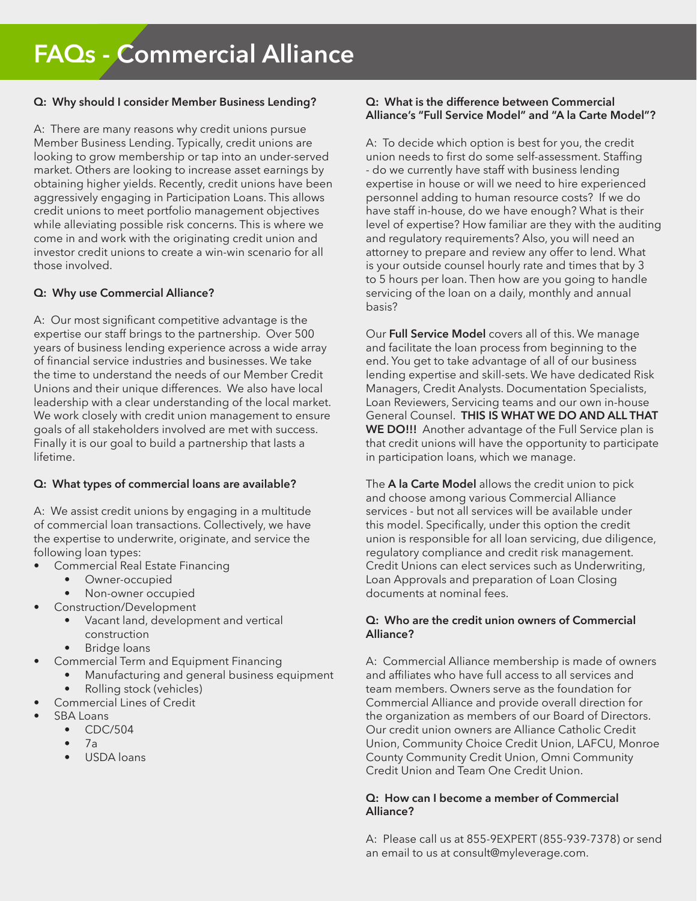# FAQs - Commercial Alliance

**Q: Why should I consider Member Business Lending?**

A: There are many reasons why credit unions pursue Member Business Lending. Typically, credit unions are looking to grow membership or tap into an under-served market. Others are looking to increase asset earnings by obtaining higher yields. Recently, credit unions have been aggressively engaging in Participation Loans. This allows credit unions to meet portfolio management objectives while alleviating possible risk concerns. This is where we come in and work with the originating credit union and investor credit unions to create a win-win scenario for all those involved.

**Q: Why use Commercial Alliance?**

A: Our most significant competitive advantage is the expertise our staff brings to the partnership. Over 500 years of business lending experience across a wide array of financial service industries and businesses. We take the time to understand the needs of our Member Credit Unions and their unique differences. We also have local leadership with a clear understanding of the local market. We work closely with credit union management to ensure goals of all stakeholders involved are met with success. Finally it is our goal to build a partnership that lasts a lifetime.

**Q: What types of commercial loans are available?**

A: We assist credit unions by engaging in a multitude of commercial loan transactions. Collectively, we have the expertise to underwrite, originate, and service the following loan types:

- Commercial Real Estate Financing
  - Owner-occupied
  - Non-owner occupied
- Construction/Development
  - Vacant land, development and vertical construction
  - Bridge loans
- Commercial Term and Equipment Financing
  - Manufacturing and general business equipment
  - Rolling stock (vehicles)
- Commercial Lines of Credit
- SBA Loans
  - CDC/504
  - 7a
  - USDA loans

**Q: What is the difference between Commercial Alliance's "Full Service Model" and "A la Carte Model"?**

A: To decide which option is best for you, the credit union needs to first do some self-assessment. Staffing - do we currently have staff with business lending expertise in house or will we need to hire experienced personnel adding to human resource costs? If we do have staff in-house, do we have enough? What is their level of expertise? How familiar are they with the auditing and regulatory requirements? Also, you will need an attorney to prepare and review any offer to lend. What is your outside counsel hourly rate and times that by 3 to 5 hours per loan. Then how are you going to handle servicing of the loan on a daily, monthly and annual basis?

Our **Full Service Model** covers all of this. We manage and facilitate the loan process from beginning to the end. You get to take advantage of all of our business lending expertise and skill-sets. We have dedicated Risk Managers, Credit Analysts. Documentation Specialists, Loan Reviewers, Servicing teams and our own in-house General Counsel. **THIS IS WHAT WE DO AND ALL THAT WE DO!!!** Another advantage of the Full Service plan is that credit unions will have the opportunity to participate in participation loans, which we manage.

The **A la Carte Model** allows the credit union to pick and choose among various Commercial Alliance services - but not all services will be available under this model. Specifically, under this option the credit union is responsible for all loan servicing, due diligence, regulatory compliance and credit risk management. Credit Unions can elect services such as Underwriting, Loan Approvals and preparation of Loan Closing documents at nominal fees.

**Q: Who are the credit union owners of Commercial Alliance?**

A: Commercial Alliance membership is made of owners and affiliates who have full access to all services and team members. Owners serve as the foundation for Commercial Alliance and provide overall direction for the organization as members of our Board of Directors. Our credit union owners are Alliance Catholic Credit Union, Community Choice Credit Union, LAFCU, Monroe County Community Credit Union, Omni Community Credit Union and Team One Credit Union.

**Q: How can I become a member of Commercial Alliance?**

A: Please call us at 855-9EXPERT (855-939-7378) or send an email to us at consult@myleverage.com.